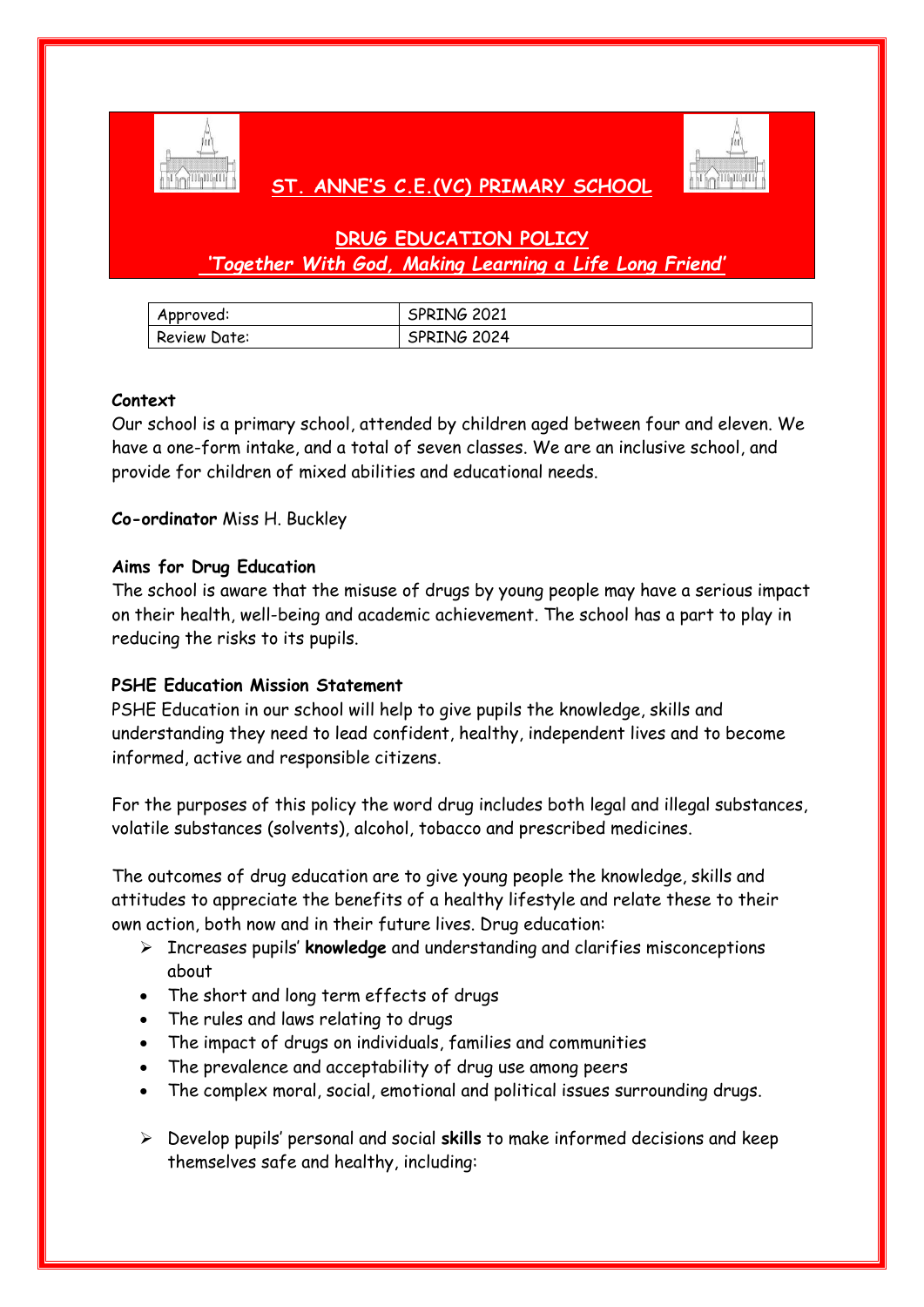# ST. ANNE'S C.E.(VC) PRIMARY SCHOOL

## DRUG EDUCATION POLICY

*'Together With God, Making Learning a Life Long Friend'*

| Approved: | SPRING 2021 |
|---|---|
| Review Date: | SPRING 2024 |

**Context**
Our school is a primary school, attended by children aged between four and eleven. We have a one-form intake, and a total of seven classes. We are an inclusive school, and provide for children of mixed abilities and educational needs.

**Co-ordinator** Miss H. Buckley

**Aims for Drug Education**
The school is aware that the misuse of drugs by young people may have a serious impact on their health, well-being and academic achievement. The school has a part to play in reducing the risks to its pupils.

**PSHE Education Mission Statement**
PSHE Education in our school will help to give pupils the knowledge, skills and understanding they need to lead confident, healthy, independent lives and to become informed, active and responsible citizens.

For the purposes of this policy the word drug includes both legal and illegal substances, volatile substances (solvents), alcohol, tobacco and prescribed medicines.

The outcomes of drug education are to give young people the knowledge, skills and attitudes to appreciate the benefits of a healthy lifestyle and relate these to their own action, both now and in their future lives. Drug education:

- Increases pupils' **knowledge** and understanding and clarifies misconceptions about
- The short and long term effects of drugs
- The rules and laws relating to drugs
- The impact of drugs on individuals, families and communities
- The prevalence and acceptability of drug use among peers
- The complex moral, social, emotional and political issues surrounding drugs.

- Develop pupils' personal and social **skills** to make informed decisions and keep themselves safe and healthy, including: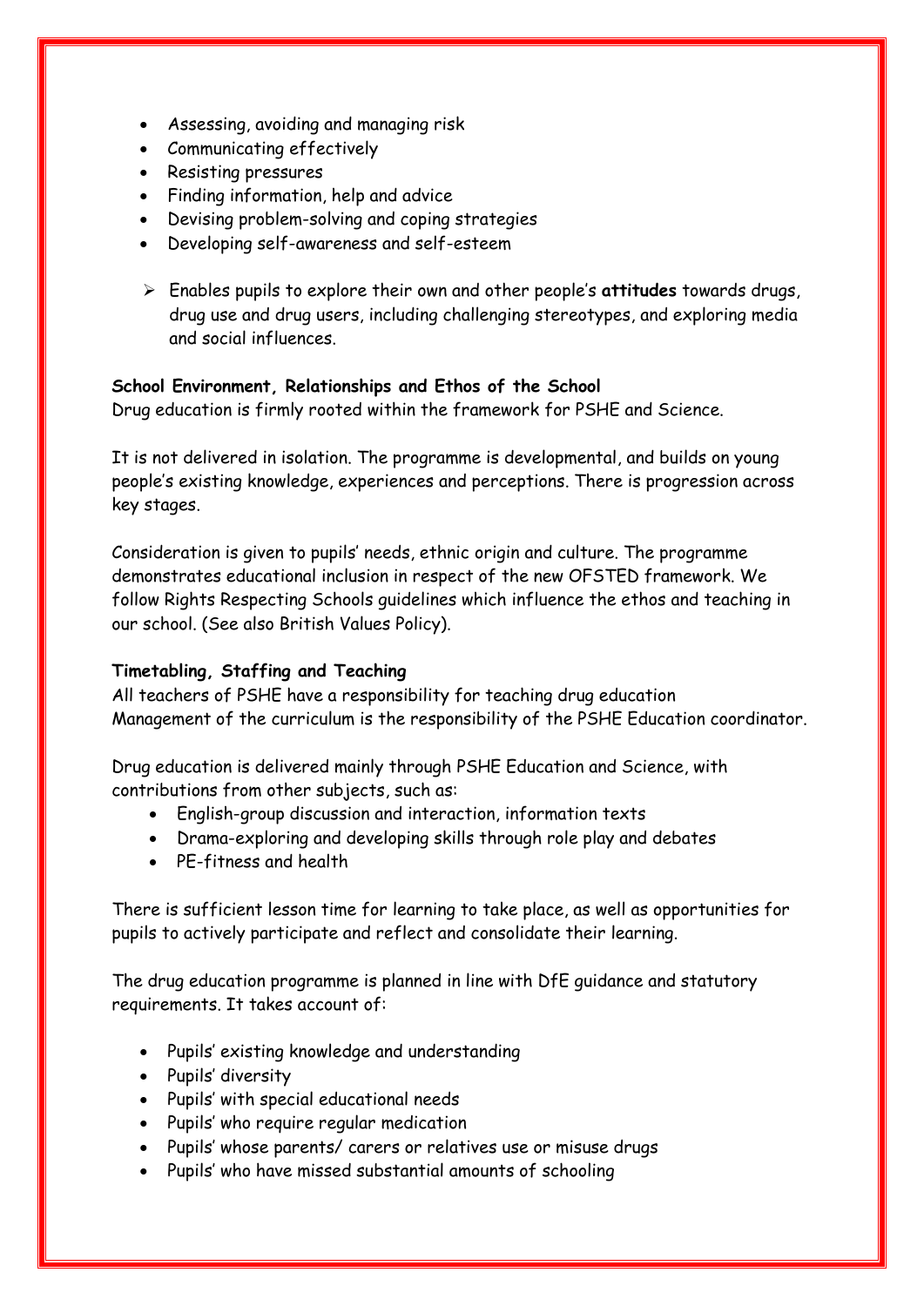- Assessing, avoiding and managing risk
- Communicating effectively
- Resisting pressures
- Finding information, help and advice
- Devising problem-solving and coping strategies
- Developing self-awareness and self-esteem

➢ Enables pupils to explore their own and other people's **attitudes** towards drugs, drug use and drug users, including challenging stereotypes, and exploring media and social influences.

**School Environment, Relationships and Ethos of the School**

Drug education is firmly rooted within the framework for PSHE and Science.

It is not delivered in isolation. The programme is developmental, and builds on young people's existing knowledge, experiences and perceptions. There is progression across key stages.

Consideration is given to pupils' needs, ethnic origin and culture. The programme demonstrates educational inclusion in respect of the new OFSTED framework. We follow Rights Respecting Schools guidelines which influence the ethos and teaching in our school. (See also British Values Policy).

**Timetabling, Staffing and Teaching**

All teachers of PSHE have a responsibility for teaching drug education
Management of the curriculum is the responsibility of the PSHE Education coordinator.

Drug education is delivered mainly through PSHE Education and Science, with contributions from other subjects, such as:

- English-group discussion and interaction, information texts
- Drama-exploring and developing skills through role play and debates
- PE-fitness and health

There is sufficient lesson time for learning to take place, as well as opportunities for pupils to actively participate and reflect and consolidate their learning.

The drug education programme is planned in line with DfE guidance and statutory requirements. It takes account of:

- Pupils' existing knowledge and understanding
- Pupils' diversity
- Pupils' with special educational needs
- Pupils' who require regular medication
- Pupils' whose parents/ carers or relatives use or misuse drugs
- Pupils' who have missed substantial amounts of schooling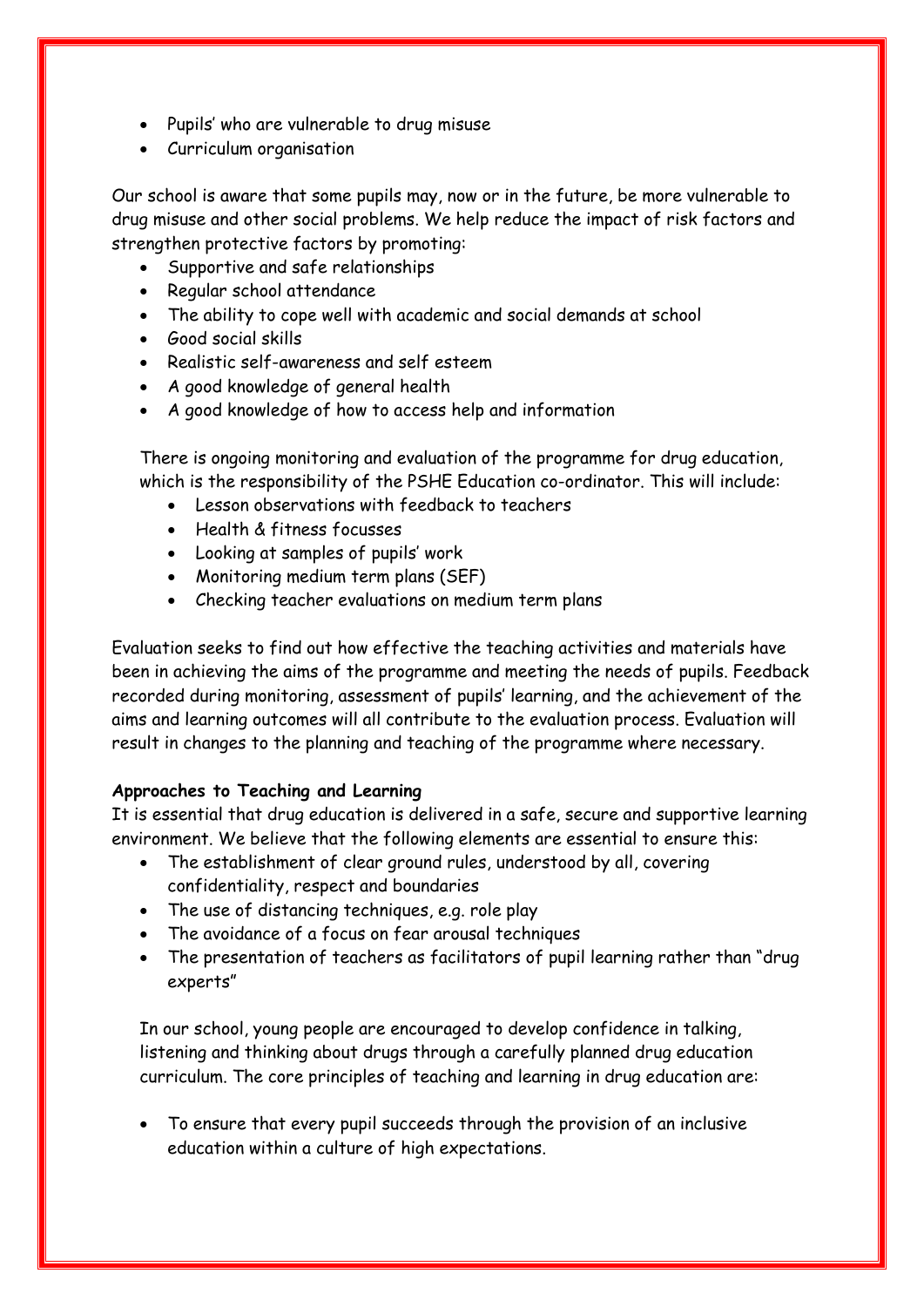- Pupils' who are vulnerable to drug misuse
- Curriculum organisation

Our school is aware that some pupils may, now or in the future, be more vulnerable to drug misuse and other social problems. We help reduce the impact of risk factors and strengthen protective factors by promoting:

- Supportive and safe relationships
- Regular school attendance
- The ability to cope well with academic and social demands at school
- Good social skills
- Realistic self-awareness and self esteem
- A good knowledge of general health
- A good knowledge of how to access help and information

There is ongoing monitoring and evaluation of the programme for drug education, which is the responsibility of the PSHE Education co-ordinator. This will include:

- Lesson observations with feedback to teachers
- Health & fitness focusses
- Looking at samples of pupils' work
- Monitoring medium term plans (SEF)
- Checking teacher evaluations on medium term plans

Evaluation seeks to find out how effective the teaching activities and materials have been in achieving the aims of the programme and meeting the needs of pupils. Feedback recorded during monitoring, assessment of pupils' learning, and the achievement of the aims and learning outcomes will all contribute to the evaluation process. Evaluation will result in changes to the planning and teaching of the programme where necessary.

**Approaches to Teaching and Learning**

It is essential that drug education is delivered in a safe, secure and supportive learning environment. We believe that the following elements are essential to ensure this:

- The establishment of clear ground rules, understood by all, covering confidentiality, respect and boundaries
- The use of distancing techniques, e.g. role play
- The avoidance of a focus on fear arousal techniques
- The presentation of teachers as facilitators of pupil learning rather than "drug experts"

In our school, young people are encouraged to develop confidence in talking, listening and thinking about drugs through a carefully planned drug education curriculum. The core principles of teaching and learning in drug education are:

- To ensure that every pupil succeeds through the provision of an inclusive education within a culture of high expectations.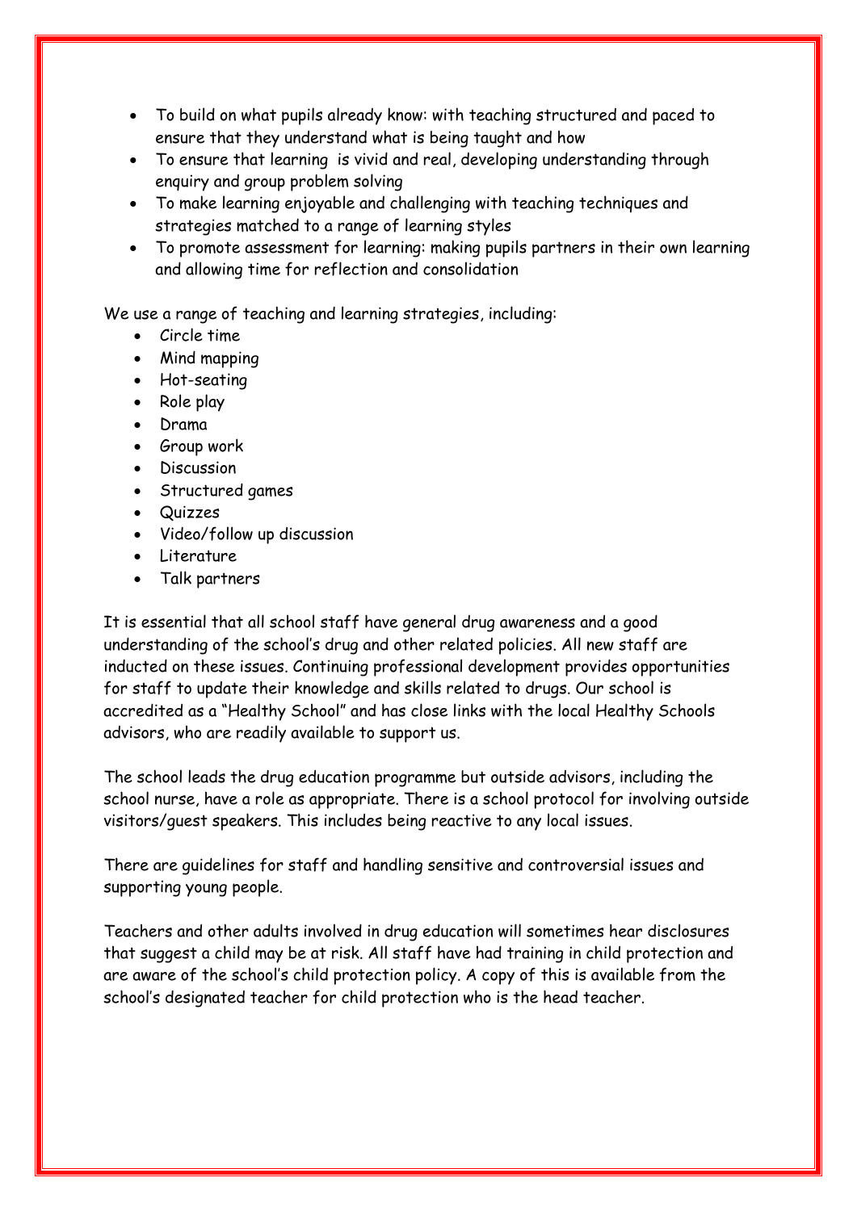- To build on what pupils already know: with teaching structured and paced to ensure that they understand what is being taught and how
- To ensure that learning is vivid and real, developing understanding through enquiry and group problem solving
- To make learning enjoyable and challenging with teaching techniques and strategies matched to a range of learning styles
- To promote assessment for learning: making pupils partners in their own learning and allowing time for reflection and consolidation

We use a range of teaching and learning strategies, including:

- Circle time
- Mind mapping
- Hot-seating
- Role play
- Drama
- Group work
- Discussion
- Structured games
- Quizzes
- Video/follow up discussion
- Literature
- Talk partners

It is essential that all school staff have general drug awareness and a good understanding of the school's drug and other related policies. All new staff are inducted on these issues. Continuing professional development provides opportunities for staff to update their knowledge and skills related to drugs. Our school is accredited as a "Healthy School" and has close links with the local Healthy Schools advisors, who are readily available to support us.

The school leads the drug education programme but outside advisors, including the school nurse, have a role as appropriate. There is a school protocol for involving outside visitors/guest speakers. This includes being reactive to any local issues.

There are guidelines for staff and handling sensitive and controversial issues and supporting young people.

Teachers and other adults involved in drug education will sometimes hear disclosures that suggest a child may be at risk. All staff have had training in child protection and are aware of the school's child protection policy. A copy of this is available from the school's designated teacher for child protection who is the head teacher.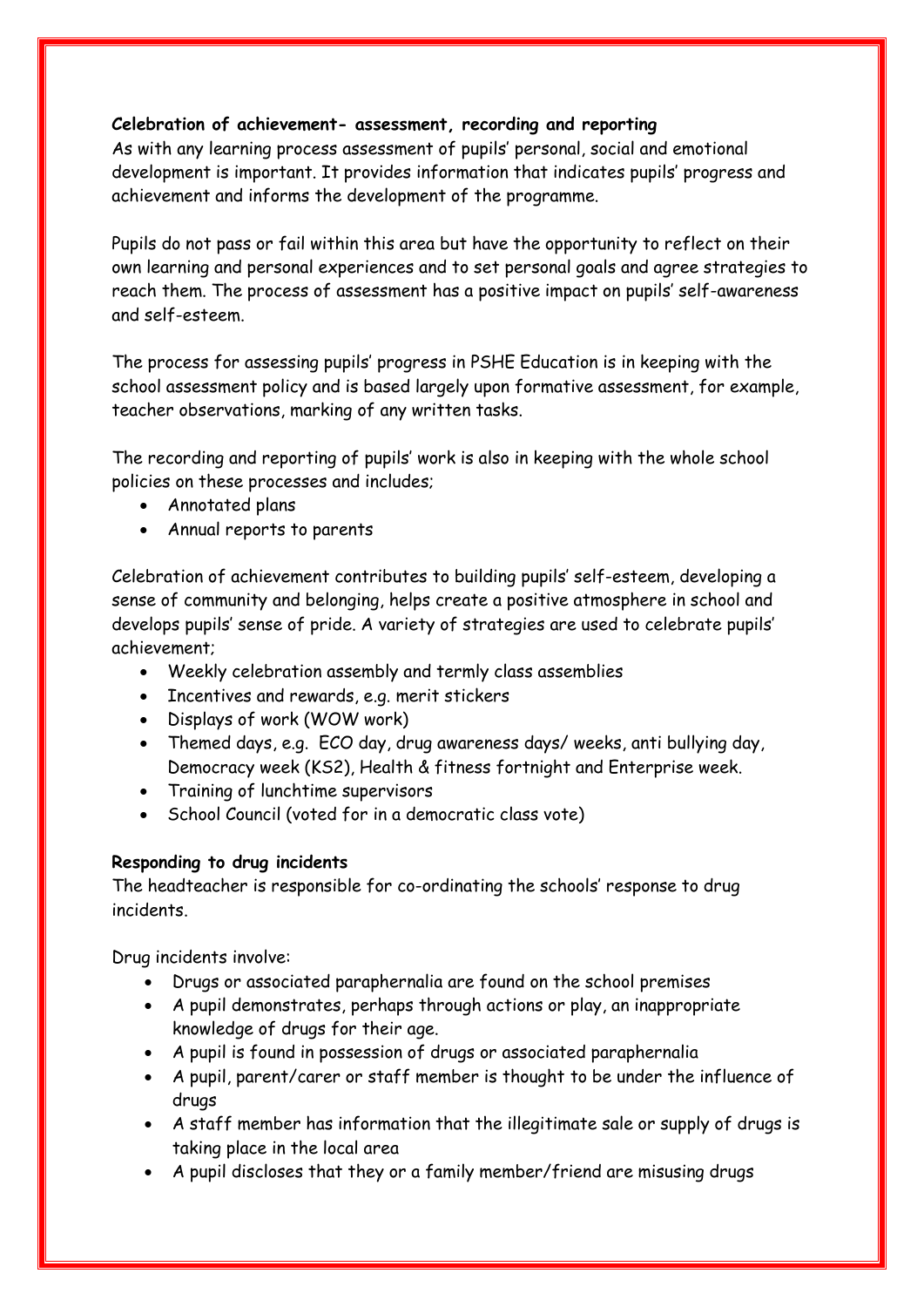**Celebration of achievement- assessment, recording and reporting**

As with any learning process assessment of pupils' personal, social and emotional development is important. It provides information that indicates pupils' progress and achievement and informs the development of the programme.

Pupils do not pass or fail within this area but have the opportunity to reflect on their own learning and personal experiences and to set personal goals and agree strategies to reach them. The process of assessment has a positive impact on pupils' self-awareness and self-esteem.

The process for assessing pupils' progress in PSHE Education is in keeping with the school assessment policy and is based largely upon formative assessment, for example, teacher observations, marking of any written tasks.

The recording and reporting of pupils' work is also in keeping with the whole school policies on these processes and includes;

- Annotated plans
- Annual reports to parents

Celebration of achievement contributes to building pupils' self-esteem, developing a sense of community and belonging, helps create a positive atmosphere in school and develops pupils' sense of pride. A variety of strategies are used to celebrate pupils' achievement;

- Weekly celebration assembly and termly class assemblies
- Incentives and rewards, e.g. merit stickers
- Displays of work (WOW work)
- Themed days, e.g. ECO day, drug awareness days/ weeks, anti bullying day, Democracy week (KS2), Health & fitness fortnight and Enterprise week.
- Training of lunchtime supervisors
- School Council (voted for in a democratic class vote)

**Responding to drug incidents**

The headteacher is responsible for co-ordinating the schools' response to drug incidents.

Drug incidents involve:

- Drugs or associated paraphernalia are found on the school premises
- A pupil demonstrates, perhaps through actions or play, an inappropriate knowledge of drugs for their age.
- A pupil is found in possession of drugs or associated paraphernalia
- A pupil, parent/carer or staff member is thought to be under the influence of drugs
- A staff member has information that the illegitimate sale or supply of drugs is taking place in the local area
- A pupil discloses that they or a family member/friend are misusing drugs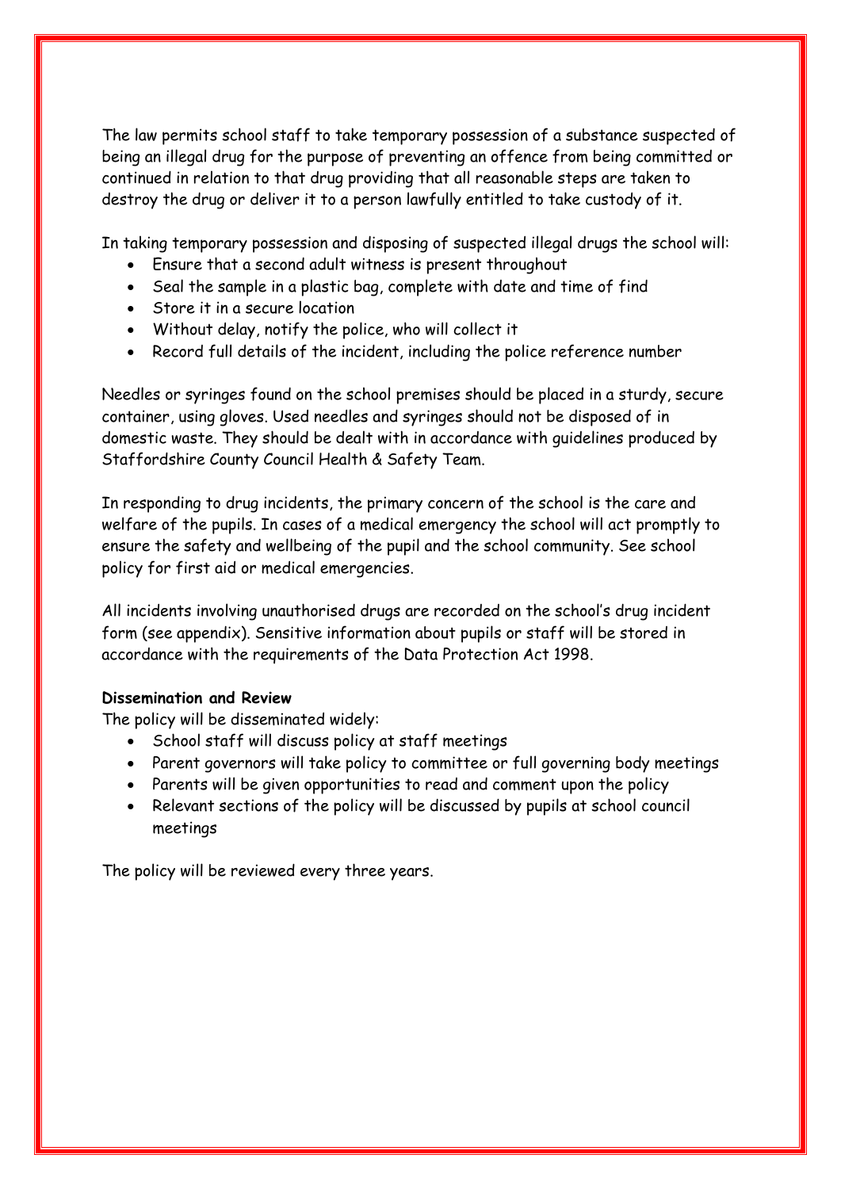The law permits school staff to take temporary possession of a substance suspected of being an illegal drug for the purpose of preventing an offence from being committed or continued in relation to that drug providing that all reasonable steps are taken to destroy the drug or deliver it to a person lawfully entitled to take custody of it.

In taking temporary possession and disposing of suspected illegal drugs the school will:

- Ensure that a second adult witness is present throughout
- Seal the sample in a plastic bag, complete with date and time of find
- Store it in a secure location
- Without delay, notify the police, who will collect it
- Record full details of the incident, including the police reference number

Needles or syringes found on the school premises should be placed in a sturdy, secure container, using gloves. Used needles and syringes should not be disposed of in domestic waste. They should be dealt with in accordance with guidelines produced by Staffordshire County Council Health & Safety Team.

In responding to drug incidents, the primary concern of the school is the care and welfare of the pupils. In cases of a medical emergency the school will act promptly to ensure the safety and wellbeing of the pupil and the school community. See school policy for first aid or medical emergencies.

All incidents involving unauthorised drugs are recorded on the school's drug incident form (see appendix). Sensitive information about pupils or staff will be stored in accordance with the requirements of the Data Protection Act 1998.

**Dissemination and Review**

The policy will be disseminated widely:

- School staff will discuss policy at staff meetings
- Parent governors will take policy to committee or full governing body meetings
- Parents will be given opportunities to read and comment upon the policy
- Relevant sections of the policy will be discussed by pupils at school council meetings

The policy will be reviewed every three years.